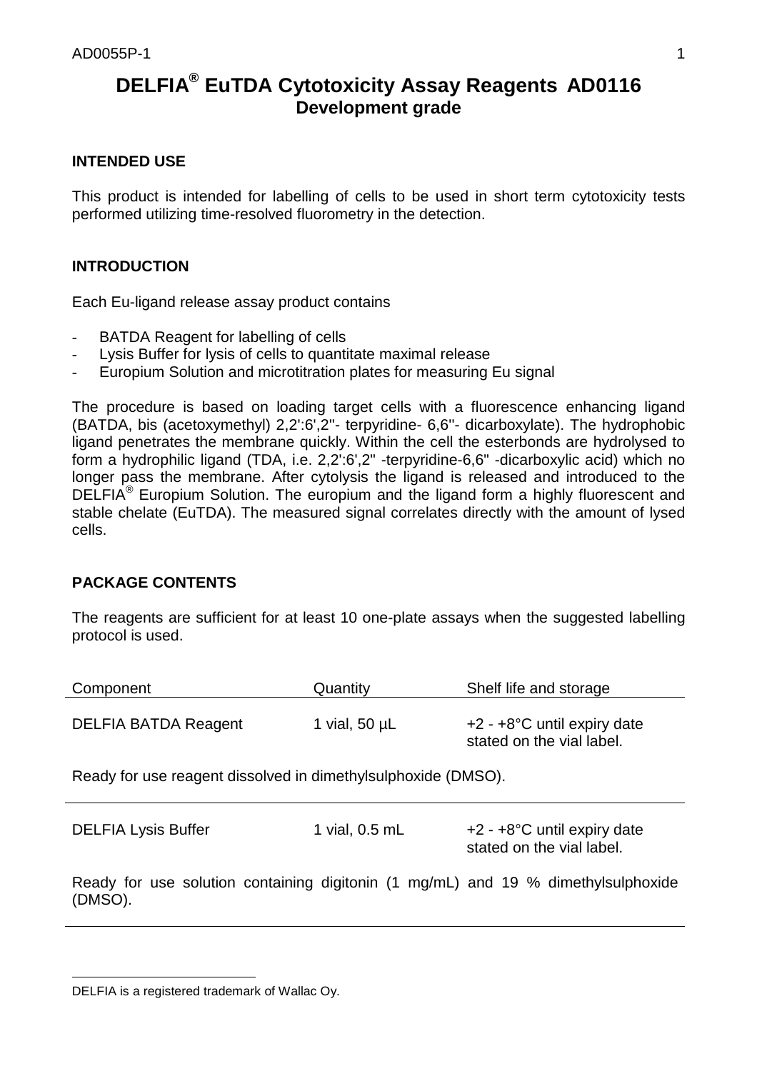# DELFIA® EuTDA Cytotoxicity Assay Reagents AD0116

## Development grade

### INTENDED USE

This product is intended for labelling of cells to be used in short term cytotoxicity tests performed utilizing time-resolved fluorometry in the detection.

### INTRODUCTION

Each Eu-ligand release assay product contains

- BATDA Reagent for labelling of cells
- Lysis Buffer for lysis of cells to quantitate maximal release
- Europium Solution and microtitration plates for measuring Eu signal

The procedure is based on loading target cells with a fluorescence enhancing ligand (BATDA, bis (acetoxymethyl) 2,2':6',2''- terpyridine- 6,6''- dicarboxylate). The hydrophobic ligand penetrates the membrane quickly. Within the cell the esterbonds are hydrolysed to form a hydrophilic ligand (TDA, i.e. 2,2':6',2'' -terpyridine-6,6'' -dicarboxylic acid) which no longer pass the membrane. After cytolysis the ligand is released and introduced to the DELFIA® Europium Solution. The europium and the ligand form a highly fluorescent and stable chelate (EuTDA). The measured signal correlates directly with the amount of lysed cells.

### PACKAGE CONTENTS

The reagents are sufficient for at least 10 one-plate assays when the suggested labelling protocol is used.

| Component | Quantity | Shelf life and storage |
|---|---|---|
| DELFIA BATDA Reagent | 1 vial, 50 µL | +2 - +8°C until expiry date stated on the vial label. |
| Ready for use reagent dissolved in dimethylsulphoxide (DMSO). | | |
| DELFIA Lysis Buffer | 1 vial, 0.5 mL | +2 - +8°C until expiry date stated on the vial label. |
| Ready for use solution containing digitonin (1 mg/mL) and 19 % dimethylsulphoxide (DMSO). | | |

DELFIA is a registered trademark of Wallac Oy.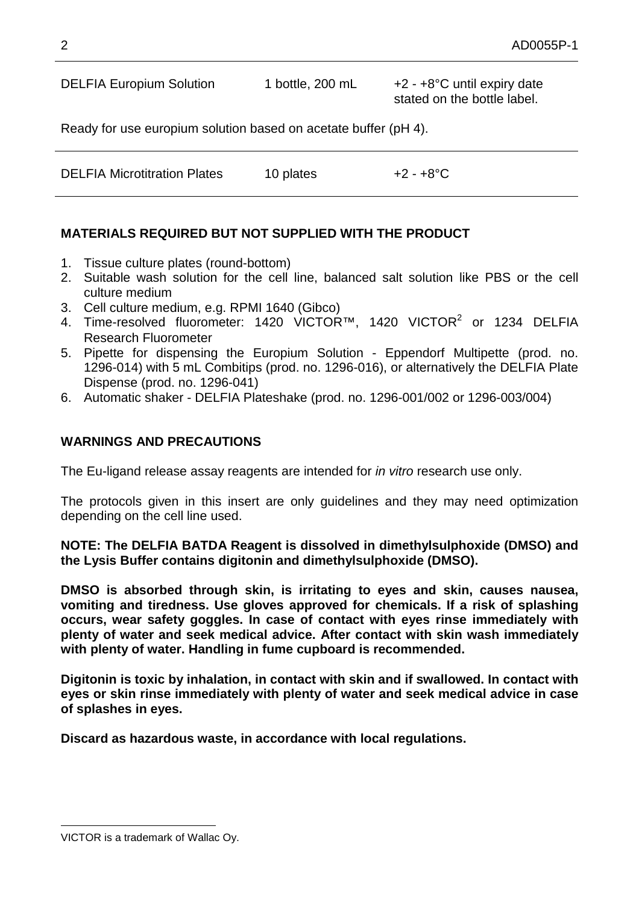| | | |
|---|---|---|
| DELFIA Europium Solution | 1 bottle, 200 mL | +2 - +8°C until expiry date stated on the bottle label. |

Ready for use europium solution based on acetate buffer (pH 4).

| | | |
|---|---|---|
| DELFIA Microtitration Plates | 10 plates | +2 - +8°C |

## MATERIALS REQUIRED BUT NOT SUPPLIED WITH THE PRODUCT

1. Tissue culture plates (round-bottom)
2. Suitable wash solution for the cell line, balanced salt solution like PBS or the cell culture medium
3. Cell culture medium, e.g. RPMI 1640 (Gibco)
4. Time-resolved fluorometer: 1420 VICTOR™, 1420 VICTOR$^2$ or 1234 DELFIA Research Fluorometer
5. Pipette for dispensing the Europium Solution - Eppendorf Multipette (prod. no. 1296-014) with 5 mL Combitips (prod. no. 1296-016), or alternatively the DELFIA Plate Dispense (prod. no. 1296-041)
6. Automatic shaker - DELFIA Plateshake (prod. no. 1296-001/002 or 1296-003/004)

## WARNINGS AND PRECAUTIONS

The Eu-ligand release assay reagents are intended for *in vitro* research use only.

The protocols given in this insert are only guidelines and they may need optimization depending on the cell line used.

**NOTE: The DELFIA BATDA Reagent is dissolved in dimethylsulphoxide (DMSO) and the Lysis Buffer contains digitonin and dimethylsulphoxide (DMSO).**

**DMSO is absorbed through skin, is irritating to eyes and skin, causes nausea, vomiting and tiredness. Use gloves approved for chemicals. If a risk of splashing occurs, wear safety goggles. In case of contact with eyes rinse immediately with plenty of water and seek medical advice. After contact with skin wash immediately with plenty of water. Handling in fume cupboard is recommended.**

**Digitonin is toxic by inhalation, in contact with skin and if swallowed. In contact with eyes or skin rinse immediately with plenty of water and seek medical advice in case of splashes in eyes.**

**Discard as hazardous waste, in accordance with local regulations.**

---

VICTOR is a trademark of Wallac Oy.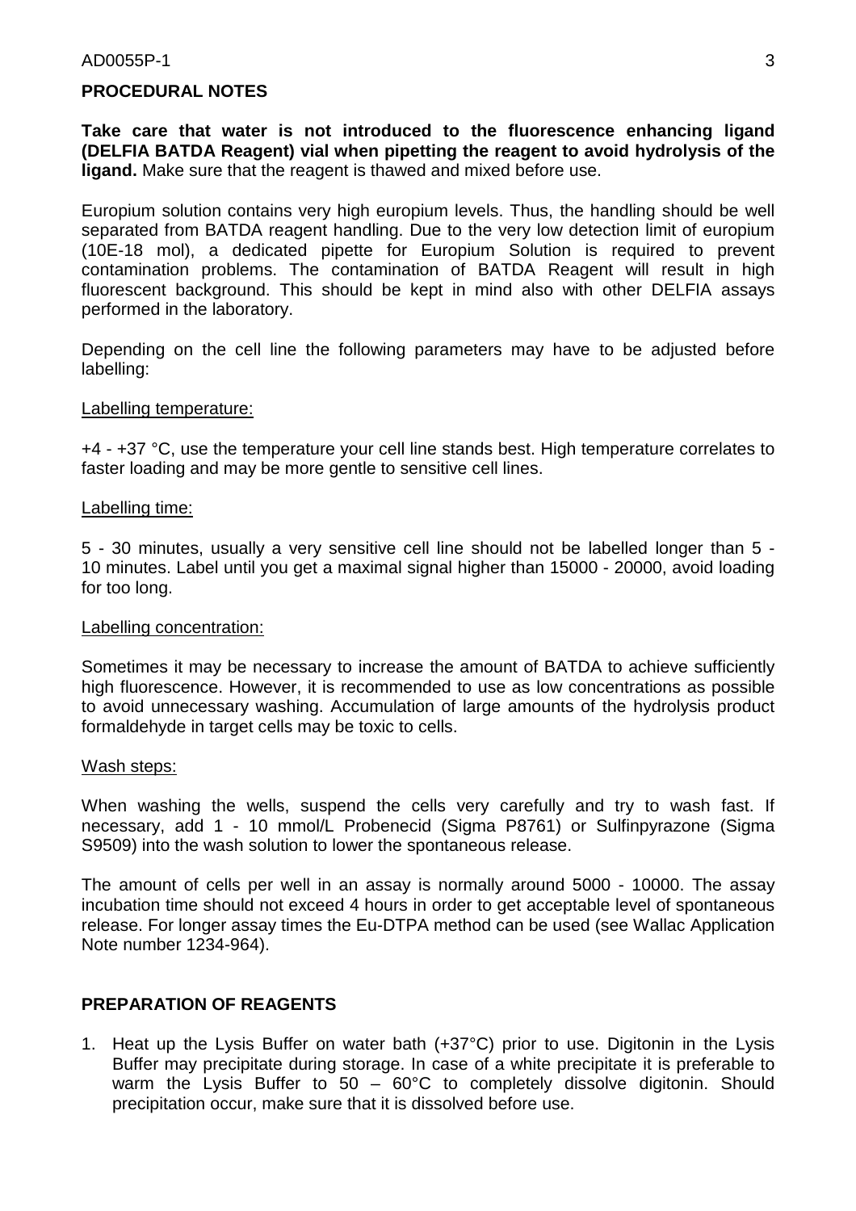## PROCEDURAL NOTES

**Take care that water is not introduced to the fluorescence enhancing ligand (DELFIA BATDA Reagent) vial when pipetting the reagent to avoid hydrolysis of the ligand.** Make sure that the reagent is thawed and mixed before use.

Europium solution contains very high europium levels. Thus, the handling should be well separated from BATDA reagent handling. Due to the very low detection limit of europium (10E-18 mol), a dedicated pipette for Europium Solution is required to prevent contamination problems. The contamination of BATDA Reagent will result in high fluorescent background. This should be kept in mind also with other DELFIA assays performed in the laboratory.

Depending on the cell line the following parameters may have to be adjusted before labelling:

<u>Labelling temperature:</u>

+4 - +37 °C, use the temperature your cell line stands best. High temperature correlates to faster loading and may be more gentle to sensitive cell lines.

<u>Labelling time:</u>

5 - 30 minutes, usually a very sensitive cell line should not be labelled longer than 5 - 10 minutes. Label until you get a maximal signal higher than 15000 - 20000, avoid loading for too long.

<u>Labelling concentration:</u>

Sometimes it may be necessary to increase the amount of BATDA to achieve sufficiently high fluorescence. However, it is recommended to use as low concentrations as possible to avoid unnecessary washing. Accumulation of large amounts of the hydrolysis product formaldehyde in target cells may be toxic to cells.

<u>Wash steps:</u>

When washing the wells, suspend the cells very carefully and try to wash fast. If necessary, add 1 - 10 mmol/L Probenecid (Sigma P8761) or Sulfinpyrazone (Sigma S9509) into the wash solution to lower the spontaneous release.

The amount of cells per well in an assay is normally around 5000 - 10000. The assay incubation time should not exceed 4 hours in order to get acceptable level of spontaneous release. For longer assay times the Eu-DTPA method can be used (see Wallac Application Note number 1234-964).

## PREPARATION OF REAGENTS

1. Heat up the Lysis Buffer on water bath (+37°C) prior to use. Digitonin in the Lysis Buffer may precipitate during storage. In case of a white precipitate it is preferable to warm the Lysis Buffer to 50 – 60°C to completely dissolve digitonin. Should precipitation occur, make sure that it is dissolved before use.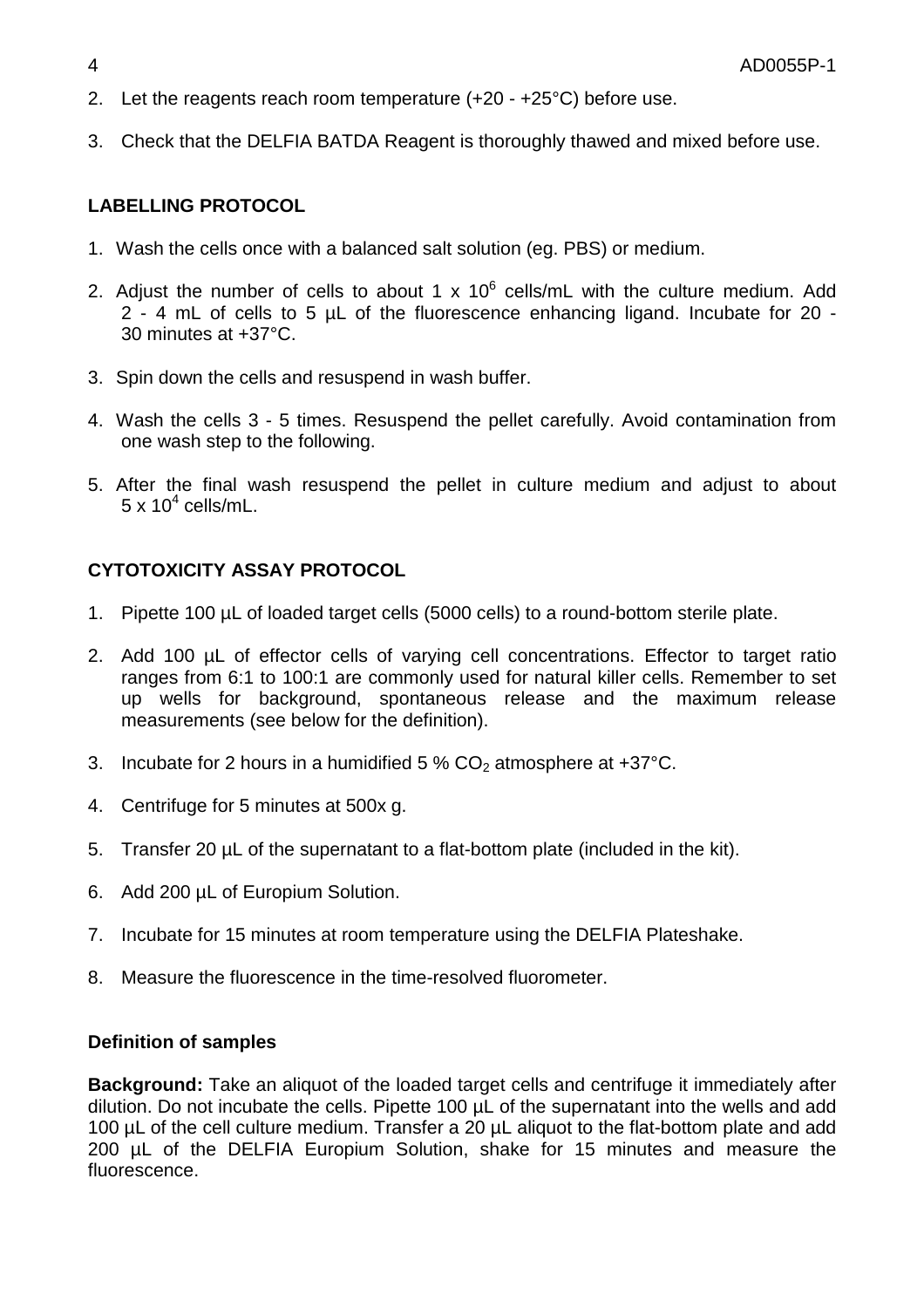2. Let the reagents reach room temperature (+20 - +25°C) before use.

3. Check that the DELFIA BATDA Reagent is thoroughly thawed and mixed before use.

## LABELLING PROTOCOL

1. Wash the cells once with a balanced salt solution (eg. PBS) or medium.

2. Adjust the number of cells to about 1 x $10^6$ cells/mL with the culture medium. Add 2 - 4 mL of cells to 5 µL of the fluorescence enhancing ligand. Incubate for 20 - 30 minutes at +37°C.

3. Spin down the cells and resuspend in wash buffer.

4. Wash the cells 3 - 5 times. Resuspend the pellet carefully. Avoid contamination from one wash step to the following.

5. After the final wash resuspend the pellet in culture medium and adjust to about 5 x $10^4$ cells/mL.

## CYTOTOXICITY ASSAY PROTOCOL

1. Pipette 100 µL of loaded target cells (5000 cells) to a round-bottom sterile plate.

2. Add 100 µL of effector cells of varying cell concentrations. Effector to target ratio ranges from 6:1 to 100:1 are commonly used for natural killer cells. Remember to set up wells for background, spontaneous release and the maximum release measurements (see below for the definition).

3. Incubate for 2 hours in a humidified 5 % $CO_2$ atmosphere at +37°C.

4. Centrifuge for 5 minutes at 500x g.

5. Transfer 20 µL of the supernatant to a flat-bottom plate (included in the kit).

6. Add 200 µL of Europium Solution.

7. Incubate for 15 minutes at room temperature using the DELFIA Plateshake.

8. Measure the fluorescence in the time-resolved fluorometer.

### Definition of samples

**Background:** Take an aliquot of the loaded target cells and centrifuge it immediately after dilution. Do not incubate the cells. Pipette 100 µL of the supernatant into the wells and add 100 µL of the cell culture medium. Transfer a 20 µL aliquot to the flat-bottom plate and add 200 µL of the DELFIA Europium Solution, shake for 15 minutes and measure the fluorescence.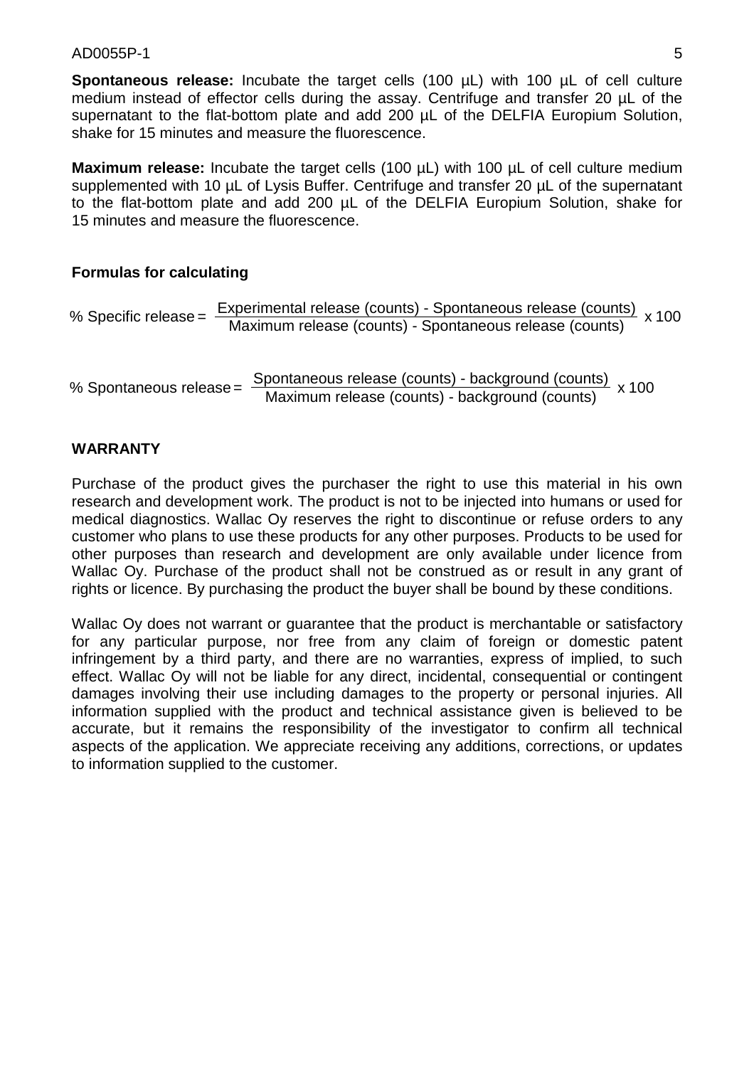**Spontaneous release:** Incubate the target cells (100 µL) with 100 µL of cell culture medium instead of effector cells during the assay. Centrifuge and transfer 20 µL of the supernatant to the flat-bottom plate and add 200 µL of the DELFIA Europium Solution, shake for 15 minutes and measure the fluorescence.

**Maximum release:** Incubate the target cells (100 µL) with 100 µL of cell culture medium supplemented with 10 µL of Lysis Buffer. Centrifuge and transfer 20 µL of the supernatant to the flat-bottom plate and add 200 µL of the DELFIA Europium Solution, shake for 15 minutes and measure the fluorescence.

### Formulas for calculating

$$\text{\% Specific release} = \frac{\text{Experimental release (counts) - Spontaneous release (counts)}}{\text{Maximum release (counts) - Spontaneous release (counts)}} \times 100$$

$$\text{\% Spontaneous release} = \frac{\text{Spontaneous release (counts) - background (counts)}}{\text{Maximum release (counts) - background (counts)}} \times 100$$

## WARRANTY

Purchase of the product gives the purchaser the right to use this material in his own research and development work. The product is not to be injected into humans or used for medical diagnostics. Wallac Oy reserves the right to discontinue or refuse orders to any customer who plans to use these products for any other purposes. Products to be used for other purposes than research and development are only available under licence from Wallac Oy. Purchase of the product shall not be construed as or result in any grant of rights or licence. By purchasing the product the buyer shall be bound by these conditions.

Wallac Oy does not warrant or guarantee that the product is merchantable or satisfactory for any particular purpose, nor free from any claim of foreign or domestic patent infringement by a third party, and there are no warranties, express of implied, to such effect. Wallac Oy will not be liable for any direct, incidental, consequential or contingent damages involving their use including damages to the property or personal injuries. All information supplied with the product and technical assistance given is believed to be accurate, but it remains the responsibility of the investigator to confirm all technical aspects of the application. We appreciate receiving any additions, corrections, or updates to information supplied to the customer.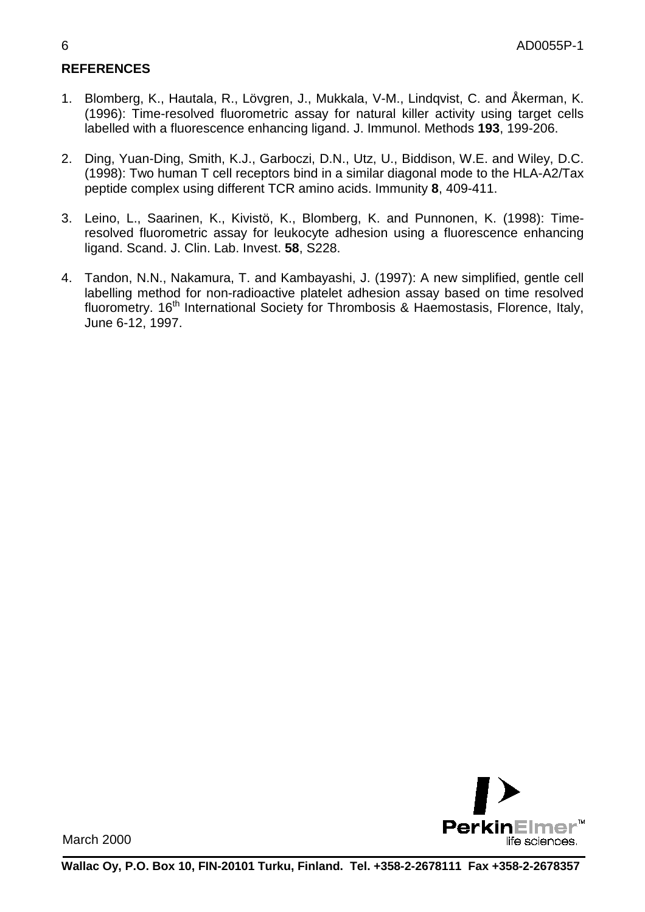## REFERENCES

1. Blomberg, K., Hautala, R., Lövgren, J., Mukkala, V-M., Lindqvist, C. and Åkerman, K. (1996): Time-resolved fluorometric assay for natural killer activity using target cells labelled with a fluorescence enhancing ligand. J. Immunol. Methods **193**, 199-206.

2. Ding, Yuan-Ding, Smith, K.J., Garboczi, D.N., Utz, U., Biddison, W.E. and Wiley, D.C. (1998): Two human T cell receptors bind in a similar diagonal mode to the HLA-A2/Tax peptide complex using different TCR amino acids. Immunity **8**, 409-411.

3. Leino, L., Saarinen, K., Kivistö, K., Blomberg, K. and Punnonen, K. (1998): Time-resolved fluorometric assay for leukocyte adhesion using a fluorescence enhancing ligand. Scand. J. Clin. Lab. Invest. **58**, S228.

4. Tandon, N.N., Nakamura, T. and Kambayashi, J. (1997): A new simplified, gentle cell labelling method for non-radioactive platelet adhesion assay based on time resolved fluorometry. 16th International Society for Thrombosis & Haemostasis, Florence, Italy, June 6-12, 1997.

March 2000

PerkinElmer™ life sciences.

**Wallac Oy, P.O. Box 10, FIN-20101 Turku, Finland. Tel. +358-2-2678111 Fax +358-2-2678357**